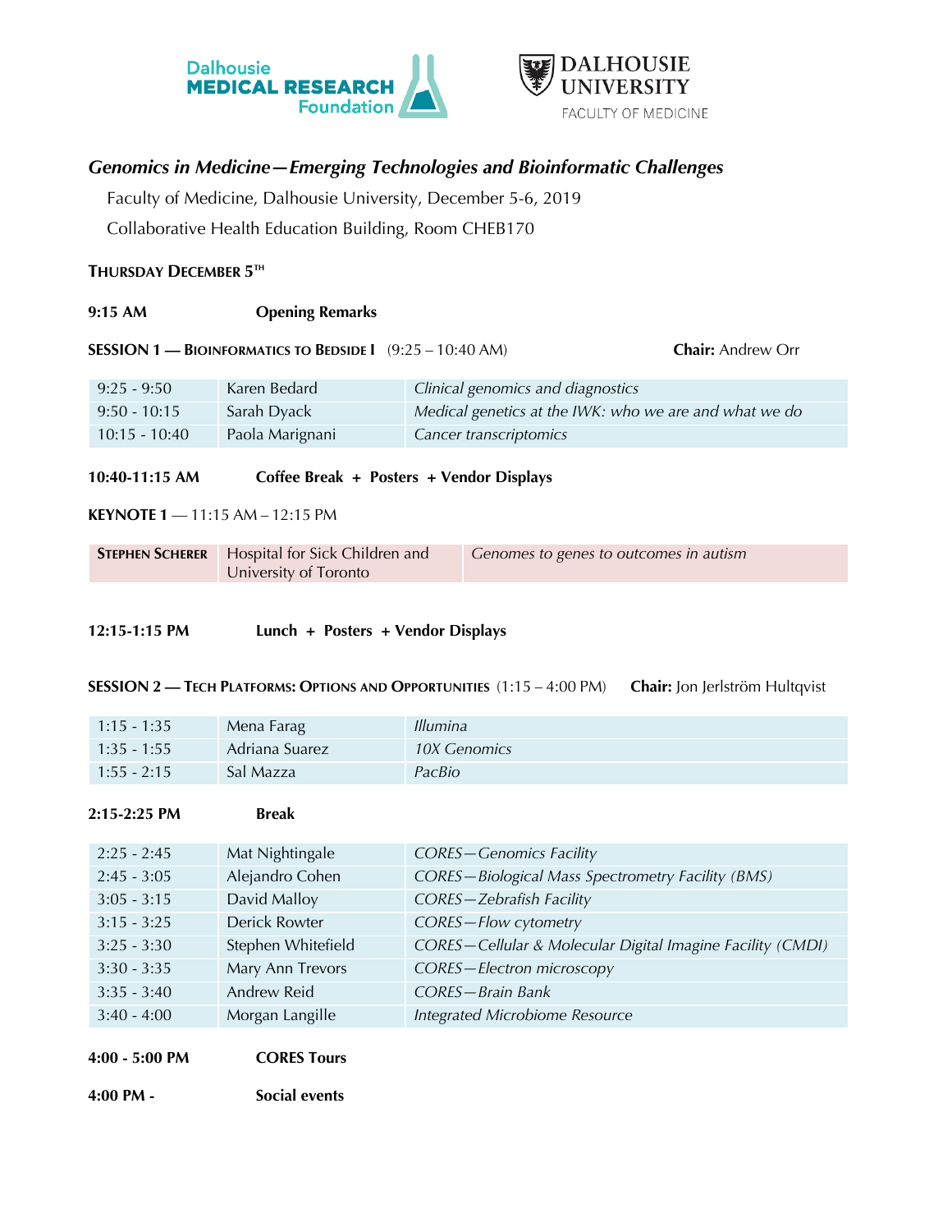Dalhousie MEDICAL RESEARCH Foundation

DALHOUSIE UNIVERSITY FACULTY OF MEDICINE

## *Genomics in Medicine—Emerging Technologies and Bioinformatic Challenges*

Faculty of Medicine, Dalhousie University, December 5-6, 2019

Collaborative Health Education Building, Room CHEB170

### THURSDAY DECEMBER 5TH

**9:15 AM** **Opening Remarks**

**SESSION 1 — BIOINFORMATICS TO BEDSIDE I** (9:25 – 10:40 AM) **Chair:** Andrew Orr

| | | |
|---|---|---|
| 9:25 - 9:50 | Karen Bedard | *Clinical genomics and diagnostics* |
| 9:50 - 10:15 | Sarah Dyack | *Medical genetics at the IWK: who we are and what we do* |
| 10:15 - 10:40 | Paola Marignani | *Cancer transcriptomics* |

**10:40-11:15 AM** **Coffee Break + Posters + Vendor Displays**

**KEYNOTE 1** — 11:15 AM – 12:15 PM

| | | |
|---|---|---|
| **STEPHEN SCHERER** | Hospital for Sick Children and University of Toronto | *Genomes to genes to outcomes in autism* |

**12:15-1:15 PM** **Lunch + Posters + Vendor Displays**

**SESSION 2 — TECH PLATFORMS: OPTIONS AND OPPORTUNITIES** (1:15 – 4:00 PM) **Chair:** Jon Jerlström Hultqvist

| | | |
|---|---|---|
| 1:15 - 1:35 | Mena Farag | *Illumina* |
| 1:35 - 1:55 | Adriana Suarez | *10X Genomics* |
| 1:55 - 2:15 | Sal Mazza | *PacBio* |

**2:15-2:25 PM** **Break**

| | | |
|---|---|---|
| 2:25 - 2:45 | Mat Nightingale | *CORES—Genomics Facility* |
| 2:45 - 3:05 | Alejandro Cohen | *CORES—Biological Mass Spectrometry Facility (BMS)* |
| 3:05 - 3:15 | David Malloy | *CORES—Zebrafish Facility* |
| 3:15 - 3:25 | Derick Rowter | *CORES—Flow cytometry* |
| 3:25 - 3:30 | Stephen Whitefield | *CORES—Cellular & Molecular Digital Imagine Facility (CMDI)* |
| 3:30 - 3:35 | Mary Ann Trevors | *CORES—Electron microscopy* |
| 3:35 - 3:40 | Andrew Reid | *CORES—Brain Bank* |
| 3:40 - 4:00 | Morgan Langille | *Integrated Microbiome Resource* |

**4:00 - 5:00 PM** **CORES Tours**

**4:00 PM -** **Social events**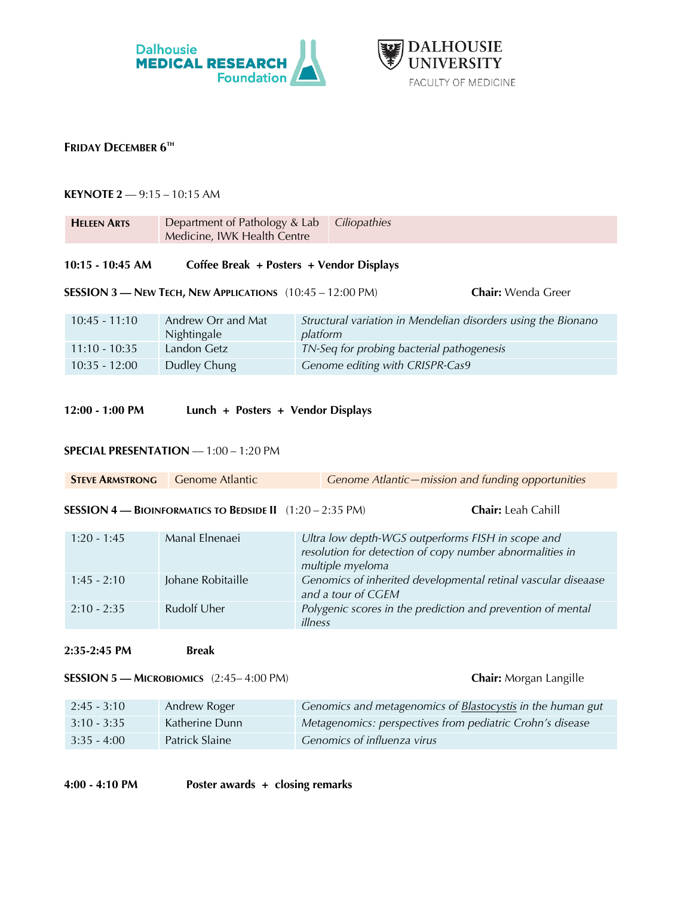**Friday December 6th**

**KEYNOTE 2** — 9:15 – 10:15 AM

| | | |
|---|---|---|
| **Heleen Arts** | Department of Pathology & Lab Medicine, IWK Health Centre | *Ciliopathies* |

**10:15 - 10:45 AM** **Coffee Break + Posters + Vendor Displays**

**SESSION 3 — New Tech, New Applications** (10:45 – 12:00 PM) **Chair:** Wenda Greer

| | | |
|---|---|---|
| 10:45 - 11:10 | Andrew Orr and Mat Nightingale | *Structural variation in Mendelian disorders using the Bionano platform* |
| 11:10 - 10:35 | Landon Getz | *TN-Seq for probing bacterial pathogenesis* |
| 10:35 - 12:00 | Dudley Chung | *Genome editing with CRISPR-Cas9* |

**12:00 - 1:00 PM** **Lunch + Posters + Vendor Displays**

**SPECIAL PRESENTATION** — 1:00 – 1:20 PM

| | | |
|---|---|---|
| **Steve Armstrong** | Genome Atlantic | *Genome Atlantic—mission and funding opportunities* |

**SESSION 4 — Bioinformatics to Bedside II** (1:20 – 2:35 PM) **Chair:** Leah Cahill

| | | |
|---|---|---|
| 1:20 - 1:45 | Manal Elnenaei | *Ultra low depth-WGS outperforms FISH in scope and resolution for detection of copy number abnormalities in multiple myeloma* |
| 1:45 - 2:10 | Johane Robitaille | *Genomics of inherited developmental retinal vascular diseaase and a tour of CGEM* |
| 2:10 - 2:35 | Rudolf Uher | *Polygenic scores in the prediction and prevention of mental illness* |

**2:35-2:45 PM** **Break**

**SESSION 5 — Microbiomics** (2:45– 4:00 PM) **Chair:** Morgan Langille

| | | |
|---|---|---|
| 2:45 - 3:10 | Andrew Roger | *Genomics and metagenomics of Blastocystis in the human gut* |
| 3:10 - 3:35 | Katherine Dunn | *Metagenomics: perspectives from pediatric Crohn's disease* |
| 3:35 - 4:00 | Patrick Slaine | *Genomics of influenza virus* |

**4:00 - 4:10 PM** **Poster awards + closing remarks**